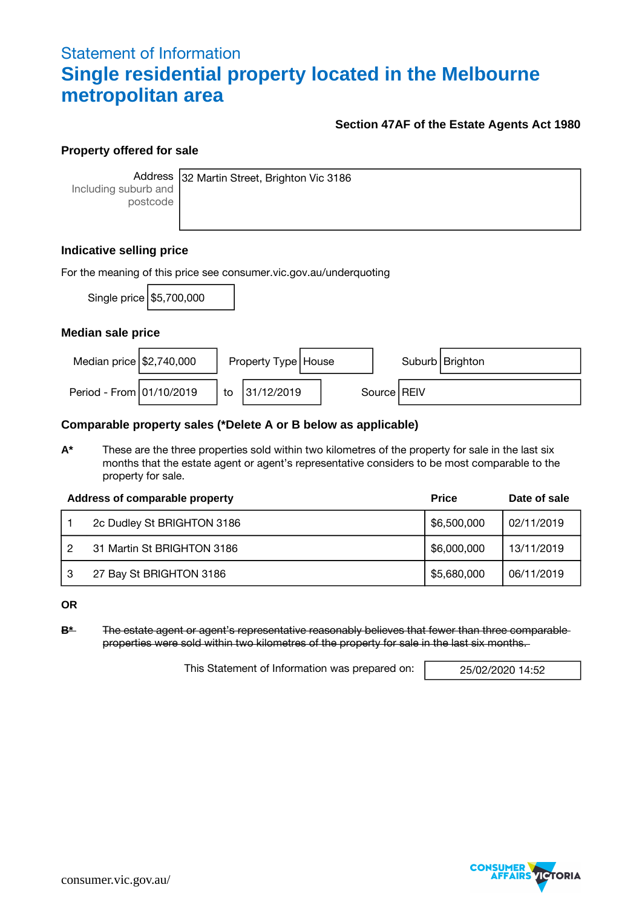Statement of Information

# Single residential property located in the Melbourne metropolitan area

**Section 47AF of the Estate Agents Act 1980**

## Property offered for sale

Address
Including suburb and postcode: 32 Martin Street, Brighton Vic 3186

## Indicative selling price

For the meaning of this price see consumer.vic.gov.au/underquoting

Single price: $5,700,000

## Median sale price

| Median price | $2,740,000 | Property Type | House | Suburb | Brighton |
|---|---|---|---|---|---|
| Period - From | 01/10/2019 | to | 31/12/2019 | Source | REIV |

## Comparable property sales (*Delete A or B below as applicable)

**A*** These are the three properties sold within two kilometres of the property for sale in the last six months that the estate agent or agent's representative considers to be most comparable to the property for sale.

| | Address of comparable property | Price | Date of sale |
|---|---|---|---|
| 1 | 2c Dudley St BRIGHTON 3186 | $6,500,000 | 02/11/2019 |
| 2 | 31 Martin St BRIGHTON 3186 | $6,000,000 | 13/11/2019 |
| 3 | 27 Bay St BRIGHTON 3186 | $5,680,000 | 06/11/2019 |

**OR**

~~**B*** The estate agent or agent's representative reasonably believes that fewer than three comparable properties were sold within two kilometres of the property for sale in the last six months.~~

This Statement of Information was prepared on: 25/02/2020 14:52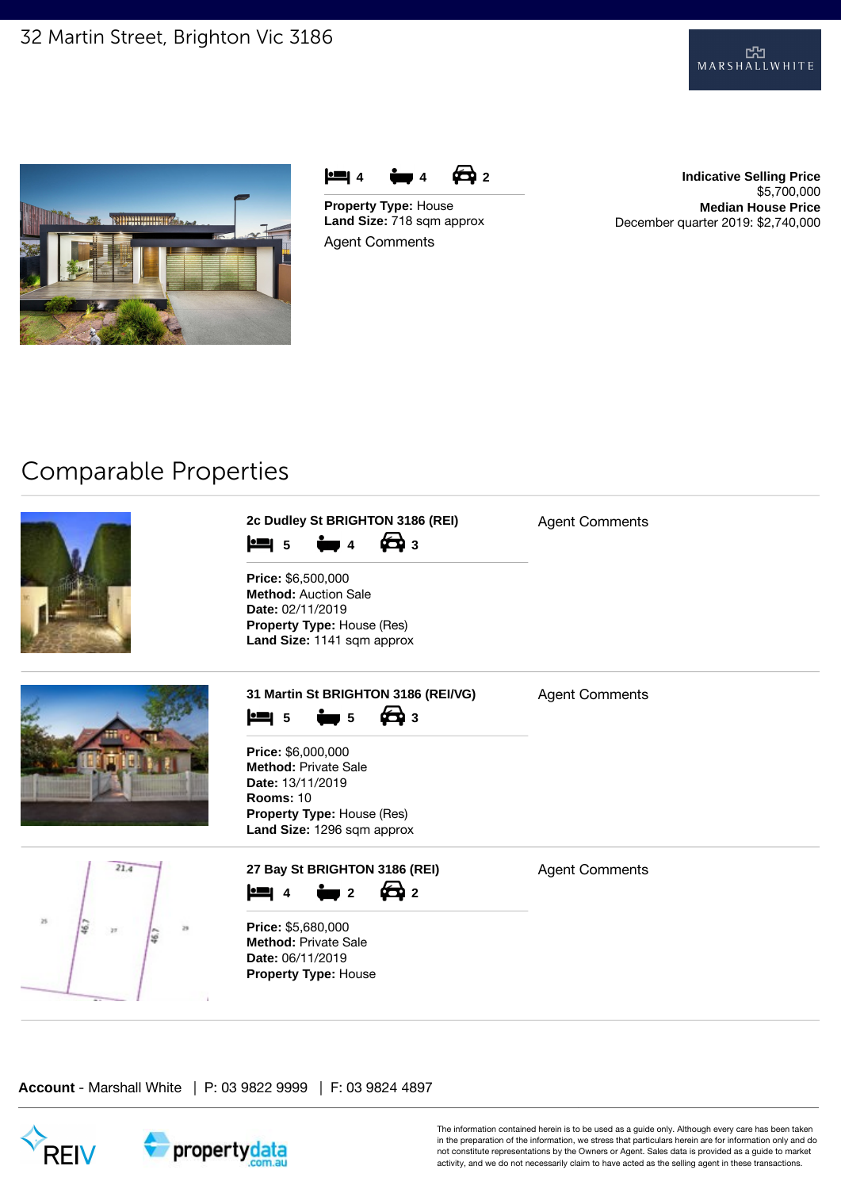# 32 Martin Street, Brighton Vic 3186

MARSHALLWHITE

4 | 4 | 2

**Property Type:** House
**Land Size:** 718 sqm approx
Agent Comments

**Indicative Selling Price**
$5,700,000
**Median House Price**
December quarter 2019: $2,740,000

## Comparable Properties

**2c Dudley St BRIGHTON 3186 (REI)**

5 | 4 | 3

**Price:** $6,500,000
**Method:** Auction Sale
**Date:** 02/11/2019
**Property Type:** House (Res)
**Land Size:** 1141 sqm approx

Agent Comments

**31 Martin St BRIGHTON 3186 (REI/VG)**

5 | 5 | 3

**Price:** $6,000,000
**Method:** Private Sale
**Date:** 13/11/2019
**Rooms:** 10
**Property Type:** House (Res)
**Land Size:** 1296 sqm approx

Agent Comments

**27 Bay St BRIGHTON 3186 (REI)**

4 | 2 | 2

**Price:** $5,680,000
**Method:** Private Sale
**Date:** 06/11/2019
**Property Type:** House

Agent Comments

**Account** - Marshall White | P: 03 9822 9999 | F: 03 9824 4897

REIV propertydata.com.au

The information contained herein is to be used as a guide only. Although every care has been taken in the preparation of the information, we stress that particulars herein are for information only and do not constitute representations by the Owners or Agent. Sales data is provided as a guide to market activity, and we do not necessarily claim to have acted as the selling agent in these transactions.